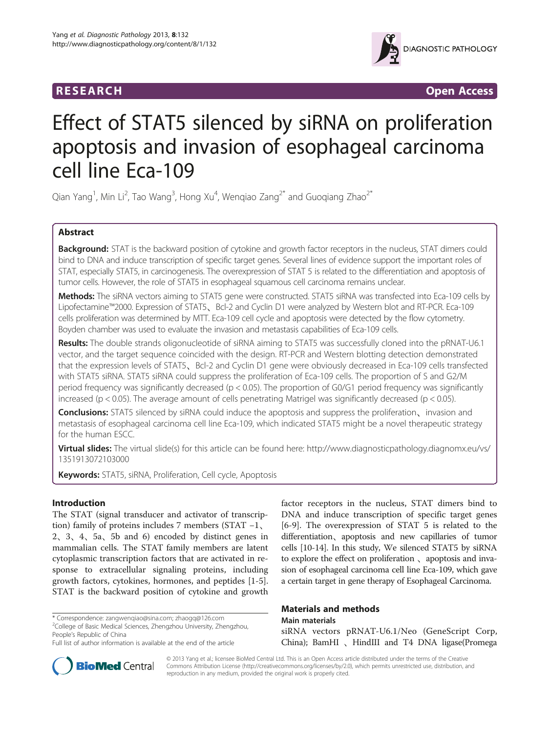RESEARCH Open Access

# Effect of STAT5 silenced by siRNA on proliferation apoptosis and invasion of esophageal carcinoma cell line Eca-109

Qian Yang[1], Min Li[2], Tao Wang[3], Hong Xu[4], Wenqiao Zang[2*] and Guoqiang Zhao[2*]

## Abstract

**Background:** STAT is the backward position of cytokine and growth factor receptors in the nucleus, STAT dimers could bind to DNA and induce transcription of specific target genes. Several lines of evidence support the important roles of STAT, especially STAT5, in carcinogenesis. The overexpression of STAT 5 is related to the differentiation and apoptosis of tumor cells. However, the role of STAT5 in esophageal squamous cell carcinoma remains unclear.

**Methods:** The siRNA vectors aiming to STAT5 gene were constructed. STAT5 siRNA was transfected into Eca-109 cells by Lipofectamine™2000. Expression of STAT5、Bcl-2 and Cyclin D1 were analyzed by Western blot and RT-PCR. Eca-109 cells proliferation was determined by MTT. Eca-109 cell cycle and apoptosis were detected by the flow cytometry. Boyden chamber was used to evaluate the invasion and metastasis capabilities of Eca-109 cells.

**Results:** The double strands oligonucleotide of siRNA aiming to STAT5 was successfully cloned into the pRNAT-U6.1 vector, and the target sequence coincided with the design. RT-PCR and Western blotting detection demonstrated that the expression levels of STAT5、Bcl-2 and Cyclin D1 gene were obviously decreased in Eca-109 cells transfected with STAT5 siRNA. STAT5 siRNA could suppress the proliferation of Eca-109 cells. The proportion of S and G2/M period frequency was significantly decreased ($p < 0.05$). The proportion of G0/G1 period frequency was significantly increased ($p < 0.05$). The average amount of cells penetrating Matrigel was significantly decreased ($p < 0.05$).

**Conclusions:** STAT5 silenced by siRNA could induce the apoptosis and suppress the proliferation、invasion and metastasis of esophageal carcinoma cell line Eca-109, which indicated STAT5 might be a novel therapeutic strategy for the human ESCC.

**Virtual slides:** The virtual slide(s) for this article can be found here: http://www.diagnosticpathology.diagnomx.eu/vs/1351913072103000

**Keywords:** STAT5, siRNA, Proliferation, Cell cycle, Apoptosis

## Introduction

The STAT (signal transducer and activator of transcription) family of proteins includes 7 members (STAT −1、2、3、4、5a、5b and 6) encoded by distinct genes in mammalian cells. The STAT family members are latent cytoplasmic transcription factors that are activated in response to extracellular signaling proteins, including growth factors, cytokines, hormones, and peptides [1-5]. STAT is the backward position of cytokine and growth factor receptors in the nucleus, STAT dimers bind to DNA and induce transcription of specific target genes [6-9]. The overexpression of STAT 5 is related to the differentiation、apoptosis and new capillaries of tumor cells [10-14]. In this study, We silenced STAT5 by siRNA to explore the effect on proliferation 、apoptosis and invasion of esophageal carcinoma cell line Eca-109, which gave a certain target in gene therapy of Esophageal Carcinoma.

## Materials and methods

### Main materials

siRNA vectors pRNAT-U6.1/Neo (GeneScript Corp, China); BamHI 、HindIII and T4 DNA ligase(Promega

* Correspondence: zangwenqiao@sina.com; zhaogq@126.com
[2]College of Basic Medical Sciences, Zhengzhou University, Zhengzhou, People's Republic of China
Full list of author information is available at the end of the article

© 2013 Yang et al.; licensee BioMed Central Ltd. This is an Open Access article distributed under the terms of the Creative Commons Attribution License (http://creativecommons.org/licenses/by/2.0), which permits unrestricted use, distribution, and reproduction in any medium, provided the original work is properly cited.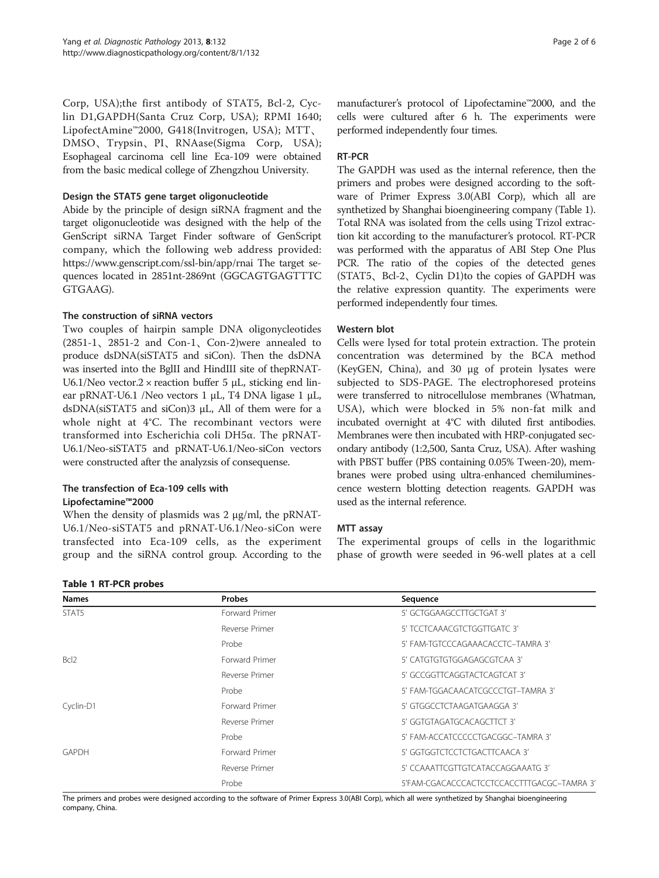Corp, USA);the first antibody of STAT5, Bcl-2, Cyclin D1,GAPDH(Santa Cruz Corp, USA); RPMI 1640; LipofectAmine™2000, G418(Invitrogen, USA); MTT、DMSO、Trypsin、PI、RNAase(Sigma Corp, USA); Esophageal carcinoma cell line Eca-109 were obtained from the basic medical college of Zhengzhou University.

### Design the STAT5 gene target oligonucleotide

Abide by the principle of design siRNA fragment and the target oligonucleotide was designed with the help of the GenScript siRNA Target Finder software of GenScript company, which the following web address provided: https://www.genscript.com/ssl-bin/app/rnai The target sequences located in 2851nt-2869nt (GGCAGTGAGTTTC GTGAAG).

### The construction of siRNA vectors

Two couples of hairpin sample DNA oligonycleotides (2851-1、2851-2 and Con-1、Con-2)were annealed to produce dsDNA(siSTAT5 and siCon). Then the dsDNA was inserted into the BglII and HindIII site of thepRNAT-U6.1/Neo vector.2 × reaction buffer 5 μL, sticking end linear pRNAT-U6.1 /Neo vectors 1 μL, T4 DNA ligase 1 μL, dsDNA(siSTAT5 and siCon)3 μL, All of them were for a whole night at 4°C. The recombinant vectors were transformed into Escherichia coli DH5α. The pRNAT-U6.1/Neo-siSTAT5 and pRNAT-U6.1/Neo-siCon vectors were constructed after the analyzsis of consequense.

### The transfection of Eca-109 cells with Lipofectamine™2000

When the density of plasmids was 2 μg/ml, the pRNAT-U6.1/Neo-siSTAT5 and pRNAT-U6.1/Neo-siCon were transfected into Eca-109 cells, as the experiment group and the siRNA control group. According to the manufacturer's protocol of Lipofectamine™2000, and the cells were cultured after 6 h. The experiments were performed independently four times.

### RT-PCR

The GAPDH was used as the internal reference, then the primers and probes were designed according to the software of Primer Express 3.0(ABI Corp), which all are synthetized by Shanghai bioengineering company (Table 1). Total RNA was isolated from the cells using Trizol extraction kit according to the manufacturer's protocol. RT-PCR was performed with the apparatus of ABI Step One Plus PCR. The ratio of the copies of the detected genes (STAT5、Bcl-2、Cyclin D1)to the copies of GAPDH was the relative expression quantity. The experiments were performed independently four times.

### Western blot

Cells were lysed for total protein extraction. The protein concentration was determined by the BCA method (KeyGEN, China), and 30 μg of protein lysates were subjected to SDS-PAGE. The electrophoresed proteins were transferred to nitrocellulose membranes (Whatman, USA), which were blocked in 5% non-fat milk and incubated overnight at 4°C with diluted first antibodies. Membranes were then incubated with HRP-conjugated secondary antibody (1:2,500, Santa Cruz, USA). After washing with PBST buffer (PBS containing 0.05% Tween-20), membranes were probed using ultra-enhanced chemiluminescence western blotting detection reagents. GAPDH was used as the internal reference.

### MTT assay

The experimental groups of cells in the logarithmic phase of growth were seeded in 96-well plates at a cell

**Table 1 RT-PCR probes**

| Names | Probes | Sequence |
|---|---|---|
| STAT5 | Forward Primer | 5′ GCTGGAAGCCTTGCTGAT 3′ |
| | Reverse Primer | 5′ TCCTCAAACGTCTGGTTGATC 3′ |
| | Probe | 5′ FAM-TGTCCCAGAAACACCTC–TAMRA 3′ |
| Bcl2 | Forward Primer | 5′ CATGTGTGTGGAGAGCGTCAA 3′ |
| | Reverse Primer | 5′ GCCGGTTCAGGTACTCAGTCAT 3′ |
| | Probe | 5′ FAM-TGGACAACATCGCCCTGT–TAMRA 3′ |
| Cyclin-D1 | Forward Primer | 5′ GTGGCCTCTAAGATGAAGGA 3′ |
| | Reverse Primer | 5′ GGTGTAGATGCACAGCTTCT 3′ |
| | Probe | 5′ FAM-ACCATCCCCCTGACGGC–TAMRA 3′ |
| GAPDH | Forward Primer | 5′ GGTGGTCTCCTCTGACTTCAACA 3′ |
| | Reverse Primer | 5′ CCAAATTCGTTGTCATACCAGGAAATG 3′ |
| | Probe | 5′FAM-CGACACCCACTCCTCCACCTTTGACGC–TAMRA 3′ |

The primers and probes were designed according to the software of Primer Express 3.0(ABI Corp), which all were synthetized by Shanghai bioengineering company, China.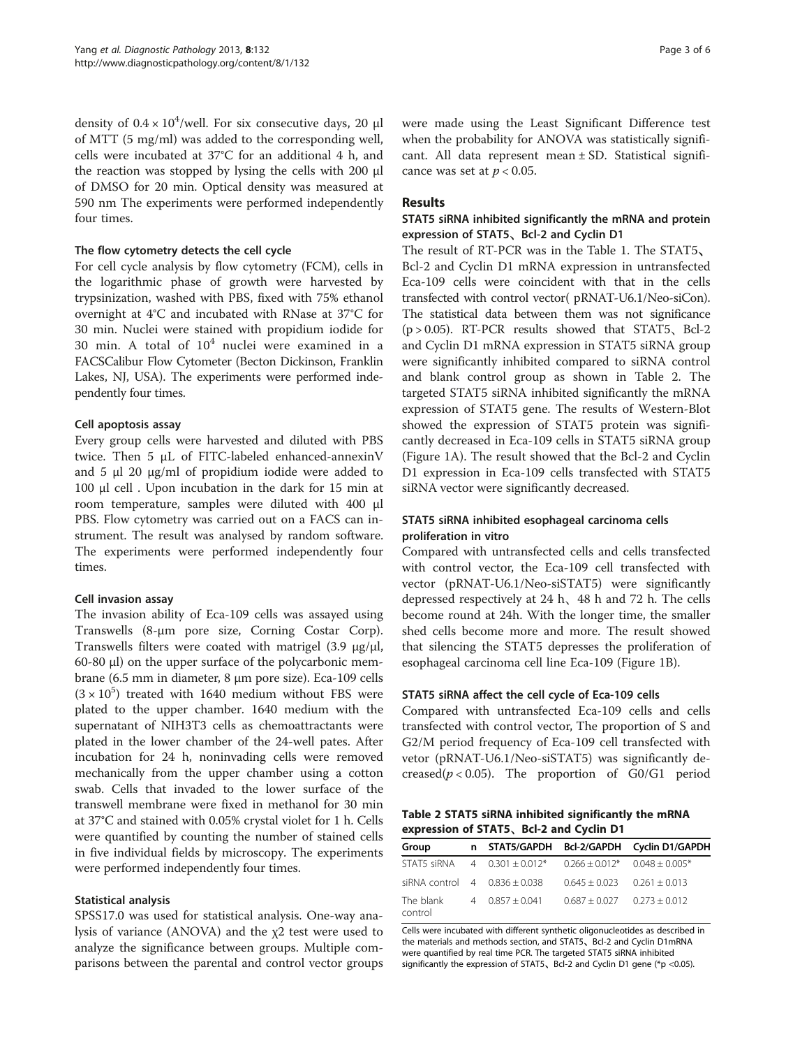density of $0.4 \times 10^4$/well. For six consecutive days, 20 μl of MTT (5 mg/ml) was added to the corresponding well, cells were incubated at 37°C for an additional 4 h, and the reaction was stopped by lysing the cells with 200 μl of DMSO for 20 min. Optical density was measured at 590 nm The experiments were performed independently four times.

#### The flow cytometry detects the cell cycle

For cell cycle analysis by flow cytometry (FCM), cells in the logarithmic phase of growth were harvested by trypsinization, washed with PBS, fixed with 75% ethanol overnight at 4°C and incubated with RNase at 37°C for 30 min. Nuclei were stained with propidium iodide for 30 min. A total of $10^4$ nuclei were examined in a FACSCalibur Flow Cytometer (Becton Dickinson, Franklin Lakes, NJ, USA). The experiments were performed independently four times.

#### Cell apoptosis assay

Every group cells were harvested and diluted with PBS twice. Then 5 μL of FITC-labeled enhanced-annexinV and 5 μl 20 μg/ml of propidium iodide were added to 100 μl cell . Upon incubation in the dark for 15 min at room temperature, samples were diluted with 400 μl PBS. Flow cytometry was carried out on a FACS can instrument. The result was analysed by random software. The experiments were performed independently four times.

#### Cell invasion assay

The invasion ability of Eca-109 cells was assayed using Transwells (8-μm pore size, Corning Costar Corp). Transwells filters were coated with matrigel (3.9 μg/μl, 60-80 μl) on the upper surface of the polycarbonic membrane (6.5 mm in diameter, 8 μm pore size). Eca-109 cells ($3 \times 10^5$) treated with 1640 medium without FBS were plated to the upper chamber. 1640 medium with the supernatant of NIH3T3 cells as chemoattractants were plated in the lower chamber of the 24-well pates. After incubation for 24 h, noninvading cells were removed mechanically from the upper chamber using a cotton swab. Cells that invaded to the lower surface of the transwell membrane were fixed in methanol for 30 min at 37°C and stained with 0.05% crystal violet for 1 h. Cells were quantified by counting the number of stained cells in five individual fields by microscopy. The experiments were performed independently four times.

#### Statistical analysis

SPSS17.0 was used for statistical analysis. One-way analysis of variance (ANOVA) and the $\chi 2$ test were used to analyze the significance between groups. Multiple comparisons between the parental and control vector groups were made using the Least Significant Difference test when the probability for ANOVA was statistically significant. All data represent mean ± SD. Statistical significance was set at $p < 0.05$.

## Results

#### STAT5 siRNA inhibited significantly the mRNA and protein expression of STAT5、Bcl-2 and Cyclin D1

The result of RT-PCR was in the Table 1. The STAT5、Bcl-2 and Cyclin D1 mRNA expression in untransfected Eca-109 cells were coincident with that in the cells transfected with control vector( pRNAT-U6.1/Neo-siCon). The statistical data between them was not significance ($p > 0.05$). RT-PCR results showed that STAT5、Bcl-2 and Cyclin D1 mRNA expression in STAT5 siRNA group were significantly inhibited compared to siRNA control and blank control group as shown in Table 2. The targeted STAT5 siRNA inhibited significantly the mRNA expression of STAT5 gene. The results of Western-Blot showed the expression of STAT5 protein was significantly decreased in Eca-109 cells in STAT5 siRNA group (Figure 1A). The result showed that the Bcl-2 and Cyclin D1 expression in Eca-109 cells transfected with STAT5 siRNA vector were significantly decreased.

#### STAT5 siRNA inhibited esophageal carcinoma cells proliferation in vitro

Compared with untransfected cells and cells transfected with control vector, the Eca-109 cell transfected with vector (pRNAT-U6.1/Neo-siSTAT5) were significantly depressed respectively at 24 h、48 h and 72 h. The cells become round at 24h. With the longer time, the smaller shed cells become more and more. The result showed that silencing the STAT5 depresses the proliferation of esophageal carcinoma cell line Eca-109 (Figure 1B).

#### STAT5 siRNA affect the cell cycle of Eca-109 cells

Compared with untransfected Eca-109 cells and cells transfected with control vector, The proportion of S and G2/M period frequency of Eca-109 cell transfected with vetor (pRNAT-U6.1/Neo-siSTAT5) was significantly decreased($p < 0.05$). The proportion of G0/G1 period

**Table 2 STAT5 siRNA inhibited significantly the mRNA expression of STAT5、Bcl-2 and Cyclin D1**

| Group | n | STAT5/GAPDH | Bcl-2/GAPDH | Cyclin D1/GAPDH |
|---|---|---|---|---|
| STAT5 siRNA | 4 | 0.301 ± 0.012* | 0.266 ± 0.012* | 0.048 ± 0.005* |
| siRNA control | 4 | 0.836 ± 0.038 | 0.645 ± 0.023 | 0.261 ± 0.013 |
| The blank control | 4 | 0.857 ± 0.041 | 0.687 ± 0.027 | 0.273 ± 0.012 |

Cells were incubated with different synthetic oligonucleotides as described in the materials and methods section, and STAT5、Bcl-2 and Cyclin D1mRNA were quantified by real time PCR. The targeted STAT5 siRNA inhibited significantly the expression of STAT5、Bcl-2 and Cyclin D1 gene (*$p < 0.05$).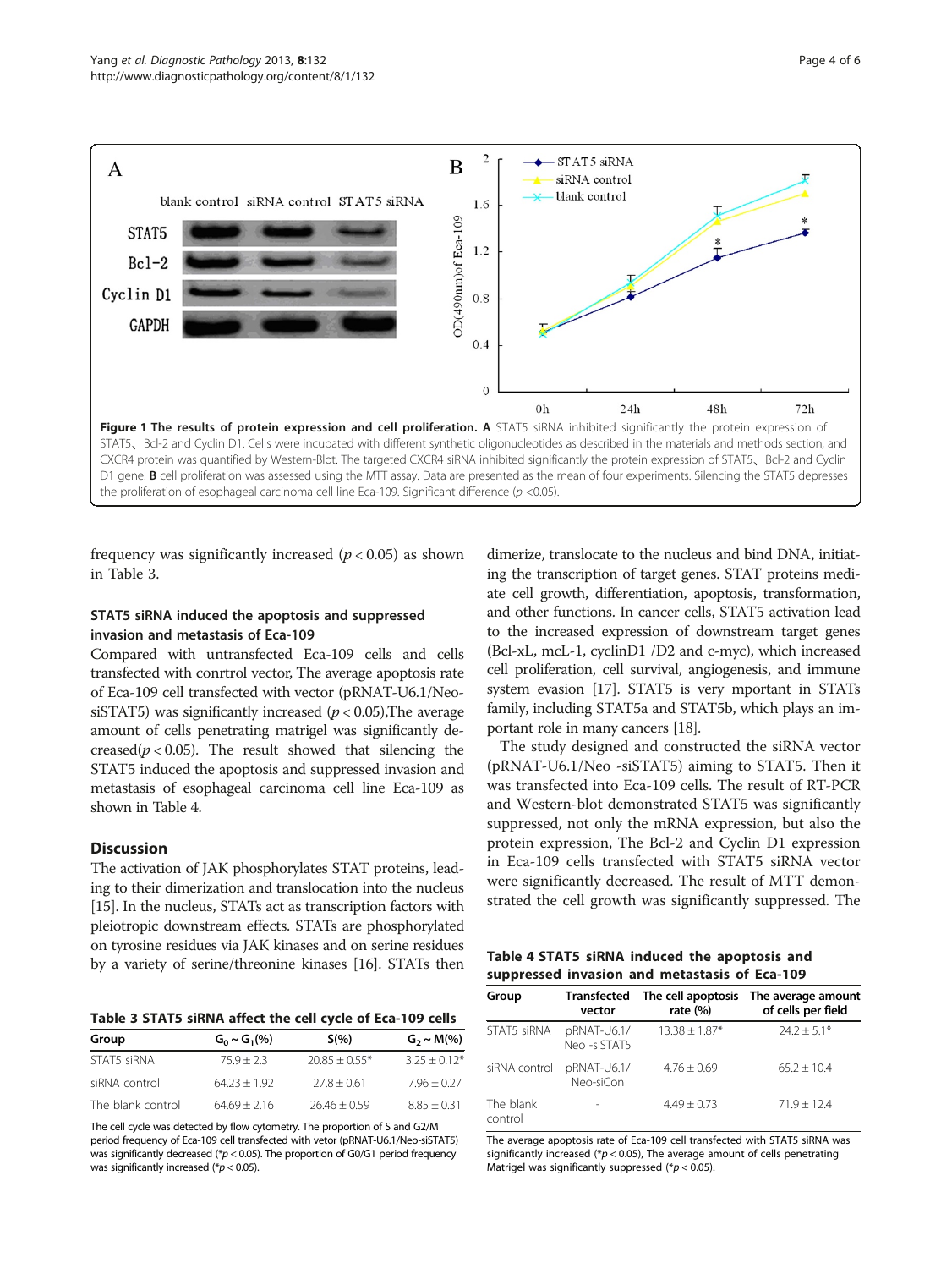**Figure 1 The results of protein expression and cell proliferation. A** STAT5 siRNA inhibited significantly the protein expression of STAT5、Bcl-2 and Cyclin D1. Cells were incubated with different synthetic oligonucleotides as described in the materials and methods section, and CXCR4 protein was quantified by Western-Blot. The targeted CXCR4 siRNA inhibited significantly the protein expression of STAT5、Bcl-2 and Cyclin D1 gene. **B** cell proliferation was assessed using the MTT assay. Data are presented as the mean of four experiments. Silencing the STAT5 depresses the proliferation of esophageal carcinoma cell line Eca-109. Significant difference ($p$ <0.05).

frequency was significantly increased ($p < 0.05$) as shown in Table 3.

### STAT5 siRNA induced the apoptosis and suppressed invasion and metastasis of Eca-109

Compared with untransfected Eca-109 cells and cells transfected with conrtrol vector, The average apoptosis rate of Eca-109 cell transfected with vector (pRNAT-U6.1/Neo-siSTAT5) was significantly increased ($p < 0.05$),The average amount of cells penetrating matrigel was significantly decreased($p < 0.05$). The result showed that silencing the STAT5 induced the apoptosis and suppressed invasion and metastasis of esophageal carcinoma cell line Eca-109 as shown in Table 4.

**Table 3 STAT5 siRNA affect the cell cycle of Eca-109 cells**

| Group | $G_0 \sim G_1$(%) | S(%) | $G_2 \sim M$(%) |
|---|---|---|---|
| STAT5 siRNA | 75.9 ± 2.3 | 20.85 ± 0.55* | 3.25 ± 0.12* |
| siRNA control | 64.23 ± 1.92 | 27.8 ± 0.61 | 7.96 ± 0.27 |
| The blank control | 64.69 ± 2.16 | 26.46 ± 0.59 | 8.85 ± 0.31 |

The cell cycle was detected by flow cytometry. The proportion of S and G2/M period frequency of Eca-109 cell transfected with vetor (pRNAT-U6.1/Neo-siSTAT5) was significantly decreased (*$p$ < 0.05). The proportion of G0/G1 period frequency was significantly increased (*$p$ < 0.05).

## Discussion

The activation of JAK phosphorylates STAT proteins, leading to their dimerization and translocation into the nucleus [15]. In the nucleus, STATs act as transcription factors with pleiotropic downstream effects. STATs are phosphorylated on tyrosine residues via JAK kinases and on serine residues by a variety of serine/threonine kinases [16]. STATs then dimerize, translocate to the nucleus and bind DNA, initiating the transcription of target genes. STAT proteins mediate cell growth, differentiation, apoptosis, transformation, and other functions. In cancer cells, STAT5 activation lead to the increased expression of downstream target genes (Bcl-xL, mcL-1, cyclinD1 /D2 and c-myc), which increased cell proliferation, cell survival, angiogenesis, and immune system evasion [17]. STAT5 is very mportant in STATs family, including STAT5a and STAT5b, which plays an important role in many cancers [18].

The study designed and constructed the siRNA vector (pRNAT-U6.1/Neo -siSTAT5) aiming to STAT5. Then it was transfected into Eca-109 cells. The result of RT-PCR and Western-blot demonstrated STAT5 was significantly suppressed, not only the mRNA expression, but also the protein expression, The Bcl-2 and Cyclin D1 expression in Eca-109 cells transfected with STAT5 siRNA vector were significantly decreased. The result of MTT demonstrated the cell growth was significantly suppressed. The

**Table 4 STAT5 siRNA induced the apoptosis and suppressed invasion and metastasis of Eca-109**

| Group | Transfected vector | The cell apoptosis rate (%) | The average amount of cells per field |
|---|---|---|---|
| STAT5 siRNA | pRNAT-U6.1/ Neo -siSTAT5 | 13.38 ± 1.87* | 24.2 ± 5.1* |
| siRNA control | pRNAT-U6.1/ Neo-siCon | 4.76 ± 0.69 | 65.2 ± 10.4 |
| The blank control | - | 4.49 ± 0.73 | 71.9 ± 12.4 |

The average apoptosis rate of Eca-109 cell transfected with STAT5 siRNA was significantly increased (*$p$ < 0.05), The average amount of cells penetrating Matrigel was significantly suppressed (*$p$ < 0.05).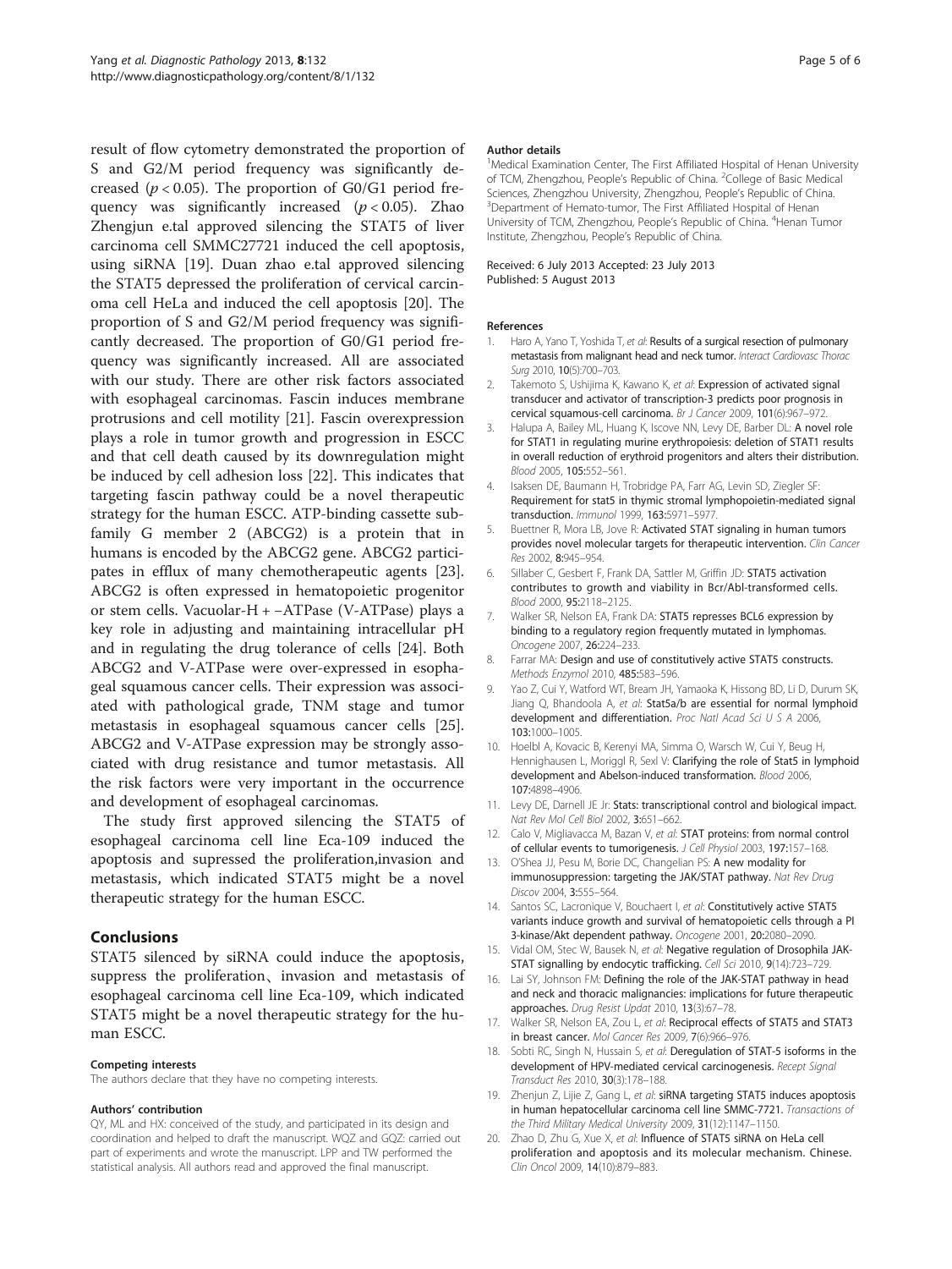result of flow cytometry demonstrated the proportion of S and G2/M period frequency was significantly decreased ($p < 0.05$). The proportion of G0/G1 period frequency was significantly increased ($p < 0.05$). Zhao Zhengjun e.tal approved silencing the STAT5 of liver carcinoma cell SMMC27721 induced the cell apoptosis, using siRNA [19]. Duan zhao e.tal approved silencing the STAT5 depressed the proliferation of cervical carcinoma cell HeLa and induced the cell apoptosis [20]. The proportion of S and G2/M period frequency was significantly decreased. The proportion of G0/G1 period frequency was significantly increased. All are associated with our study. There are other risk factors associated with esophageal carcinomas. Fascin induces membrane protrusions and cell motility [21]. Fascin overexpression plays a role in tumor growth and progression in ESCC and that cell death caused by its downregulation might be induced by cell adhesion loss [22]. This indicates that targeting fascin pathway could be a novel therapeutic strategy for the human ESCC. ATP-binding cassette subfamily G member 2 (ABCG2) is a protein that in humans is encoded by the ABCG2 gene. ABCG2 participates in efflux of many chemotherapeutic agents [23]. ABCG2 is often expressed in hematopoietic progenitor or stem cells. Vacuolar-H + −ATPase (V-ATPase) plays a key role in adjusting and maintaining intracellular pH and in regulating the drug tolerance of cells [24]. Both ABCG2 and V-ATPase were over-expressed in esophageal squamous cancer cells. Their expression was associated with pathological grade, TNM stage and tumor metastasis in esophageal squamous cancer cells [25]. ABCG2 and V-ATPase expression may be strongly associated with drug resistance and tumor metastasis. All the risk factors were very important in the occurrence and development of esophageal carcinomas.

The study first approved silencing the STAT5 of esophageal carcinoma cell line Eca-109 induced the apoptosis and supressed the proliferation,invasion and metastasis, which indicated STAT5 might be a novel therapeutic strategy for the human ESCC.

## Conclusions

STAT5 silenced by siRNA could induce the apoptosis, suppress the proliferation、invasion and metastasis of esophageal carcinoma cell line Eca-109, which indicated STAT5 might be a novel therapeutic strategy for the human ESCC.

#### Competing interests

The authors declare that they have no competing interests.

#### Authors' contribution

QY, ML and HX: conceived of the study, and participated in its design and coordination and helped to draft the manuscript. WQZ and GQZ: carried out part of experiments and wrote the manuscript. LPP and TW performed the statistical analysis. All authors read and approved the final manuscript.

#### Author details

[1]Medical Examination Center, The First Affiliated Hospital of Henan University of TCM, Zhengzhou, People's Republic of China. [2]College of Basic Medical Sciences, Zhengzhou University, Zhengzhou, People's Republic of China. [3]Department of Hemato-tumor, The First Affiliated Hospital of Henan University of TCM, Zhengzhou, People's Republic of China. [4]Henan Tumor Institute, Zhengzhou, People's Republic of China.

Received: 6 July 2013 Accepted: 23 July 2013
Published: 5 August 2013

#### References

1. Haro A, Yano T, Yoshida T, *et al*: Results of a surgical resection of pulmonary metastasis from malignant head and neck tumor. *Interact Cardiovasc Thorac Surg* 2010, 10(5):700–703.
2. Takemoto S, Ushijima K, Kawano K, *et al*: Expression of activated signal transducer and activator of transcription-3 predicts poor prognosis in cervical squamous-cell carcinoma. *Br J Cancer* 2009, 101(6):967–972.
3. Halupa A, Bailey ML, Huang K, Iscove NN, Levy DE, Barber DL: A novel role for STAT1 in regulating murine erythropoiesis: deletion of STAT1 results in overall reduction of erythroid progenitors and alters their distribution. *Blood* 2005, 105:552–561.
4. Isaksen DE, Baumann H, Trobridge PA, Farr AG, Levin SD, Ziegler SF: Requirement for stat5 in thymic stromal lymphopoietin-mediated signal transduction. *Immunol* 1999, 163:5971–5977.
5. Buettner R, Mora LB, Jove R: Activated STAT signaling in human tumors provides novel molecular targets for therapeutic intervention. *Clin Cancer Res* 2002, 8:945–954.
6. Sillaber C, Gesbert F, Frank DA, Sattler M, Griffin JD: STAT5 activation contributes to growth and viability in Bcr/Abl-transformed cells. *Blood* 2000, 95:2118–2125.
7. Walker SR, Nelson EA, Frank DA: STAT5 represses BCL6 expression by binding to a regulatory region frequently mutated in lymphomas. *Oncogene* 2007, 26:224–233.
8. Farrar MA: Design and use of constitutively active STAT5 constructs. *Methods Enzymol* 2010, 485:583–596.
9. Yao Z, Cui Y, Watford WT, Bream JH, Yamaoka K, Hissong BD, Li D, Durum SK, Jiang Q, Bhandoola A, *et al*: Stat5a/b are essential for normal lymphoid development and differentiation. *Proc Natl Acad Sci U S A* 2006, 103:1000–1005.
10. Hoelbl A, Kovacic B, Kerenyi MA, Simma O, Warsch W, Cui Y, Beug H, Hennighausen L, Moriggl R, Sexl V: Clarifying the role of Stat5 in lymphoid development and Abelson-induced transformation. *Blood* 2006, 107:4898–4906.
11. Levy DE, Darnell JE Jr: Stats: transcriptional control and biological impact. *Nat Rev Mol Cell Biol* 2002, 3:651–662.
12. Calo V, Migliavacca M, Bazan V, *et al*: STAT proteins: from normal control of cellular events to tumorigenesis. *J Cell Physiol* 2003, 197:157–168.
13. O'Shea JJ, Pesu M, Borie DC, Changelian PS: A new modality for immunosuppression: targeting the JAK/STAT pathway. *Nat Rev Drug Discov* 2004, 3:555–564.
14. Santos SC, Lacronique V, Bouchaert I, *et al*: Constitutively active STAT5 variants induce growth and survival of hematopoietic cells through a PI 3-kinase/Akt dependent pathway. *Oncogene* 2001, 20:2080–2090.
15. Vidal OM, Stec W, Bausek N, *et al*: Negative regulation of Drosophila JAK-STAT signalling by endocytic trafficking. *Cell Sci* 2010, 9(14):723–729.
16. Lai SY, Johnson FM: Defining the role of the JAK-STAT pathway in head and neck and thoracic malignancies: implications for future therapeutic approaches. *Drug Resist Updat* 2010, 13(3):67–78.
17. Walker SR, Nelson EA, Zou L, *et al*: Reciprocal effects of STAT5 and STAT3 in breast cancer. *Mol Cancer Res* 2009, 7(6):966–976.
18. Sobti RC, Singh N, Hussain S, *et al*: Deregulation of STAT-5 isoforms in the development of HPV-mediated cervical carcinogenesis. *Recept Signal Transduct Res* 2010, 30(3):178–188.
19. Zhenjun Z, Lijie Z, Gang L, *et al*: siRNA targeting STAT5 induces apoptosis in human hepatocellular carcinoma cell line SMMC-7721. *Transactions of the Third Military Medical University* 2009, 31(12):1147–1150.
20. Zhao D, Zhu G, Xue X, *et al*: Influence of STAT5 siRNA on HeLa cell proliferation and apoptosis and its molecular mechanism. Chinese. *Clin Oncol* 2009, 14(10):879–883.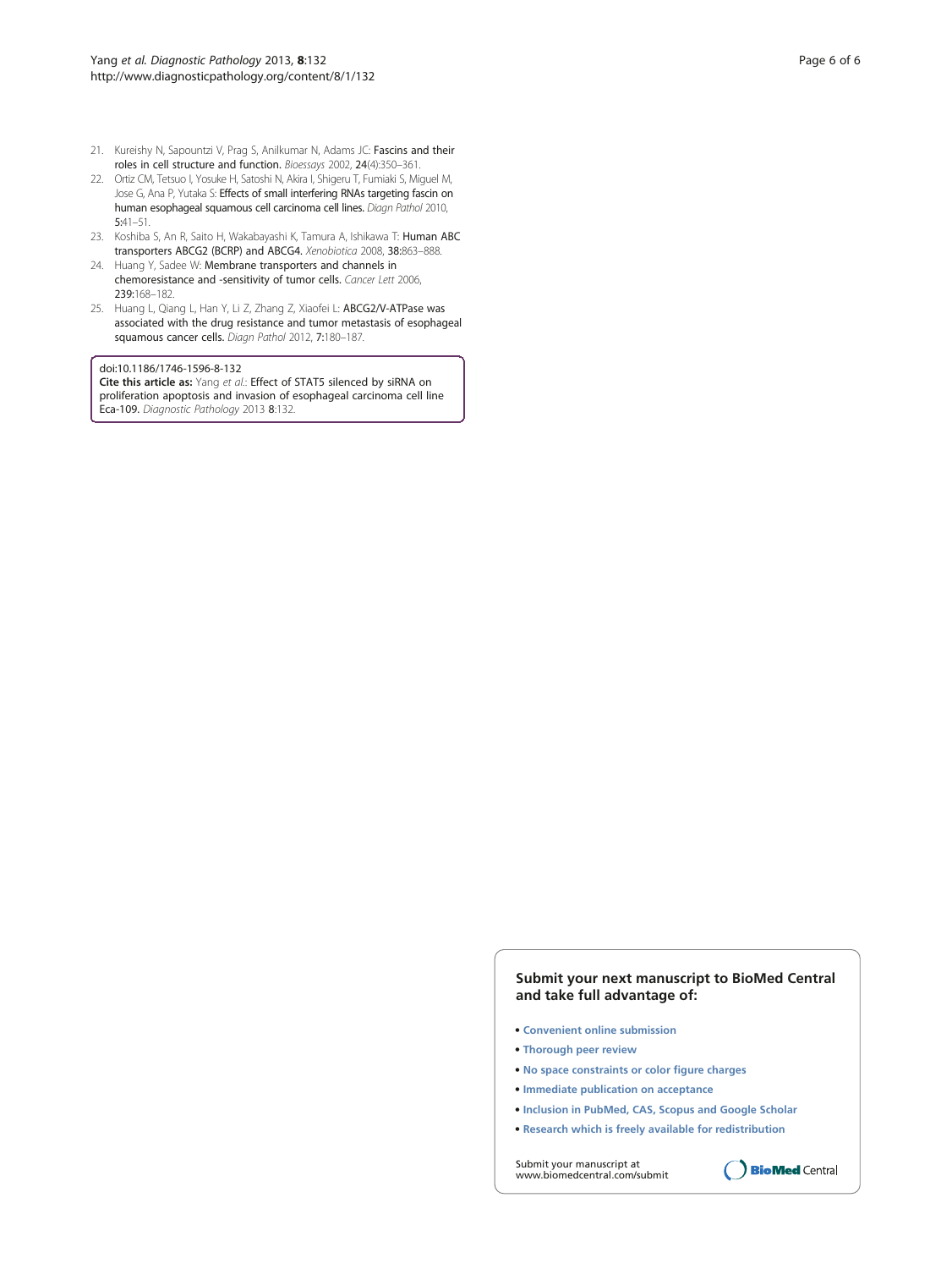21. Kureishy N, Sapountzi V, Prag S, Anilkumar N, Adams JC: **Fascins and their roles in cell structure and function.** *Bioessays* 2002, **24**(4):350–361.
22. Ortiz CM, Tetsuo I, Yosuke H, Satoshi N, Akira I, Shigeru T, Fumiaki S, Miguel M, Jose G, Ana P, Yutaka S: **Effects of small interfering RNAs targeting fascin on human esophageal squamous cell carcinoma cell lines.** *Diagn Pathol* 2010, **5**:41–51.
23. Koshiba S, An R, Saito H, Wakabayashi K, Tamura A, Ishikawa T: **Human ABC transporters ABCG2 (BCRP) and ABCG4.** *Xenobiotica* 2008, **38**:863–888.
24. Huang Y, Sadee W: **Membrane transporters and channels in chemoresistance and -sensitivity of tumor cells.** *Cancer Lett* 2006, **239**:168–182.
25. Huang L, Qiang L, Han Y, Li Z, Zhang Z, Xiaofei L: **ABCG2/V-ATPase was associated with the drug resistance and tumor metastasis of esophageal squamous cancer cells.** *Diagn Pathol* 2012, **7**:180–187.

doi:10.1186/1746-1596-8-132
**Cite this article as:** Yang *et al.*: Effect of STAT5 silenced by siRNA on proliferation apoptosis and invasion of esophageal carcinoma cell line Eca-109. *Diagnostic Pathology* 2013 **8**:132.

**Submit your next manuscript to BioMed Central and take full advantage of:**

- **Convenient online submission**
- **Thorough peer review**
- **No space constraints or color figure charges**
- **Immediate publication on acceptance**
- **Inclusion in PubMed, CAS, Scopus and Google Scholar**
- **Research which is freely available for redistribution**

Submit your manuscript at
www.biomedcentral.com/submit

BioMed Central